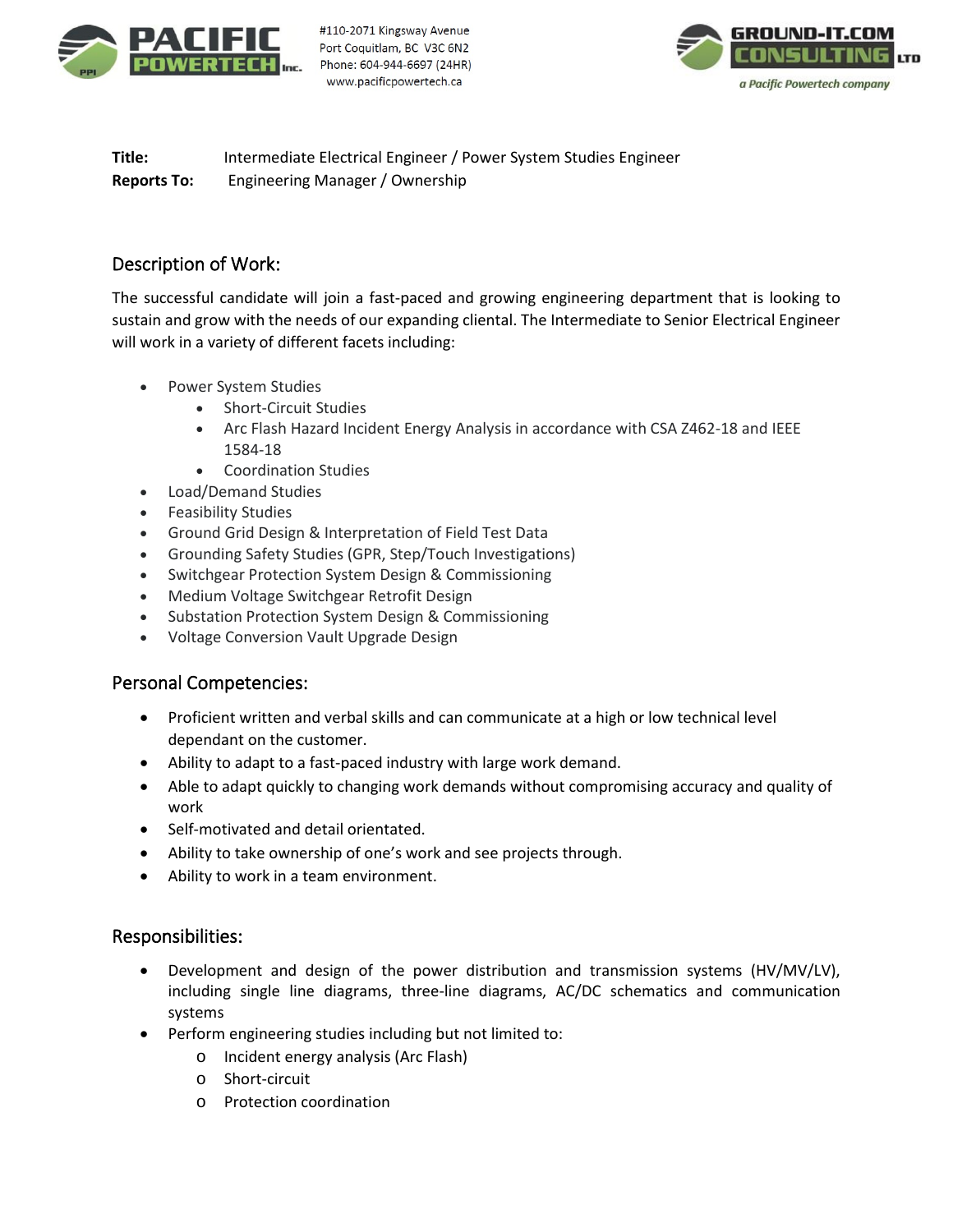PACIFIC POWERTECH Inc.

#110-2071 Kingsway Avenue
Port Coquitlam, BC V3C 6N2
Phone: 604-944-6697 (24HR)
www.pacificpowertech.ca

GROUND-IT.COM CONSULTING LTD
*a Pacific Powertech company*

**Title:** Intermediate Electrical Engineer / Power System Studies Engineer
**Reports To:** Engineering Manager / Ownership

## Description of Work:

The successful candidate will join a fast-paced and growing engineering department that is looking to sustain and grow with the needs of our expanding cliental. The Intermediate to Senior Electrical Engineer will work in a variety of different facets including:

- Power System Studies
    - Short-Circuit Studies
    - Arc Flash Hazard Incident Energy Analysis in accordance with CSA Z462-18 and IEEE 1584-18
    - Coordination Studies
- Load/Demand Studies
- Feasibility Studies
- Ground Grid Design & Interpretation of Field Test Data
- Grounding Safety Studies (GPR, Step/Touch Investigations)
- Switchgear Protection System Design & Commissioning
- Medium Voltage Switchgear Retrofit Design
- Substation Protection System Design & Commissioning
- Voltage Conversion Vault Upgrade Design

## Personal Competencies:

- Proficient written and verbal skills and can communicate at a high or low technical level dependant on the customer.
- Ability to adapt to a fast-paced industry with large work demand.
- Able to adapt quickly to changing work demands without compromising accuracy and quality of work
- Self-motivated and detail orientated.
- Ability to take ownership of one's work and see projects through.
- Ability to work in a team environment.

## Responsibilities:

- Development and design of the power distribution and transmission systems (HV/MV/LV), including single line diagrams, three-line diagrams, AC/DC schematics and communication systems
- Perform engineering studies including but not limited to:
    - Incident energy analysis (Arc Flash)
    - Short-circuit
    - Protection coordination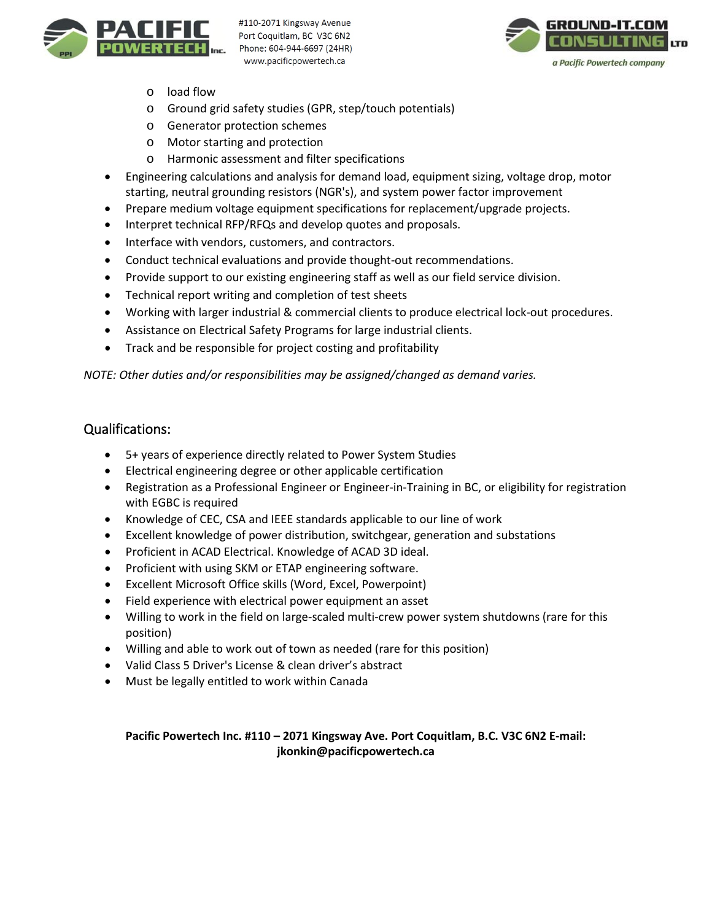- load flow
- Ground grid safety studies (GPR, step/touch potentials)
- Generator protection schemes
- Motor starting and protection
- Harmonic assessment and filter specifications

- Engineering calculations and analysis for demand load, equipment sizing, voltage drop, motor starting, neutral grounding resistors (NGR's), and system power factor improvement
- Prepare medium voltage equipment specifications for replacement/upgrade projects.
- Interpret technical RFP/RFQs and develop quotes and proposals.
- Interface with vendors, customers, and contractors.
- Conduct technical evaluations and provide thought-out recommendations.
- Provide support to our existing engineering staff as well as our field service division.
- Technical report writing and completion of test sheets
- Working with larger industrial & commercial clients to produce electrical lock-out procedures.
- Assistance on Electrical Safety Programs for large industrial clients.
- Track and be responsible for project costing and profitability

*NOTE: Other duties and/or responsibilities may be assigned/changed as demand varies.*

## Qualifications:

- 5+ years of experience directly related to Power System Studies
- Electrical engineering degree or other applicable certification
- Registration as a Professional Engineer or Engineer-in-Training in BC, or eligibility for registration with EGBC is required
- Knowledge of CEC, CSA and IEEE standards applicable to our line of work
- Excellent knowledge of power distribution, switchgear, generation and substations
- Proficient in ACAD Electrical. Knowledge of ACAD 3D ideal.
- Proficient with using SKM or ETAP engineering software.
- Excellent Microsoft Office skills (Word, Excel, Powerpoint)
- Field experience with electrical power equipment an asset
- Willing to work in the field on large-scaled multi-crew power system shutdowns (rare for this position)
- Willing and able to work out of town as needed (rare for this position)
- Valid Class 5 Driver's License & clean driver's abstract
- Must be legally entitled to work within Canada

**Pacific Powertech Inc. #110 – 2071 Kingsway Ave. Port Coquitlam, B.C. V3C 6N2 E-mail: jkonkin@pacificpowertech.ca**